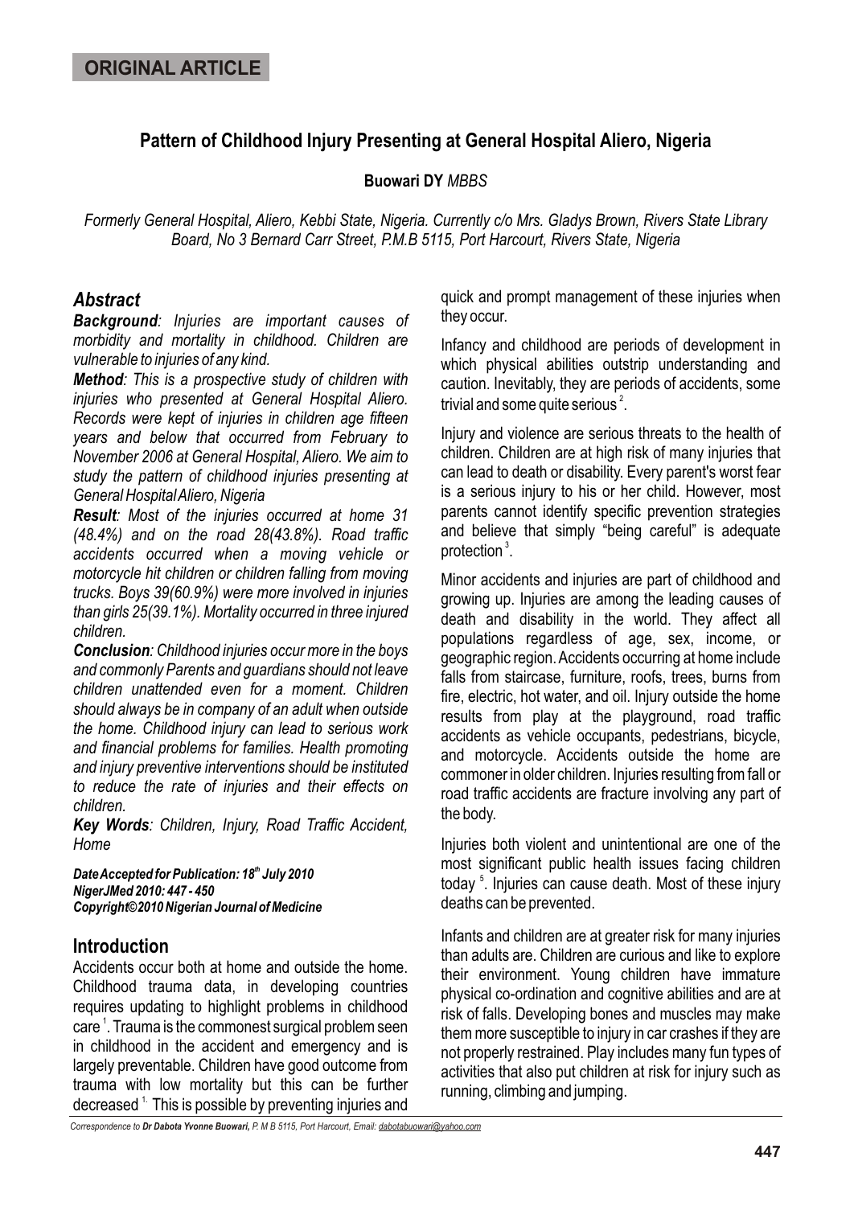**ORIGINAL ARTICLE**

# Pattern of Childhood Injury Presenting at General Hospital Aliero, Nigeria

**Buowari DY** *MBBS*

*Formerly General Hospital, Aliero, Kebbi State, Nigeria. Currently c/o Mrs. Gladys Brown, Rivers State Library Board, No 3 Bernard Carr Street, P.M.B 5115, Port Harcourt, Rivers State, Nigeria*

## Abstract

***Background****: Injuries are important causes of morbidity and mortality in childhood. Children are vulnerable to injuries of any kind.*

***Method****: This is a prospective study of children with injuries who presented at General Hospital Aliero. Records were kept of injuries in children age fifteen years and below that occurred from February to November 2006 at General Hospital, Aliero. We aim to study the pattern of childhood injuries presenting at General Hospital Aliero, Nigeria*

***Result****: Most of the injuries occurred at home 31 (48.4%) and on the road 28(43.8%). Road traffic accidents occurred when a moving vehicle or motorcycle hit children or children falling from moving trucks. Boys 39(60.9%) were more involved in injuries than girls 25(39.1%). Mortality occurred in three injured children.*

***Conclusion****: Childhood injuries occur more in the boys and commonly Parents and guardians should not leave children unattended even for a moment. Children should always be in company of an adult when outside the home. Childhood injury can lead to serious work and financial problems for families. Health promoting and injury preventive interventions should be instituted to reduce the rate of injuries and their effects on children.*

***Key Words****: Children, Injury, Road Traffic Accident, Home*

***Date Accepted for Publication: 18th July 2010***
***NigerJMed 2010: 447 - 450***
***Copyright©2010 Nigerian Journal of Medicine***

## Introduction

Accidents occur both at home and outside the home. Childhood trauma data, in developing countries requires updating to highlight problems in childhood care [1]. Trauma is the commonest surgical problem seen in childhood in the accident and emergency and is largely preventable. Children have good outcome from trauma with low mortality but this can be further decreased [1]. This is possible by preventing injuries and quick and prompt management of these injuries when they occur.

Infancy and childhood are periods of development in which physical abilities outstrip understanding and caution. Inevitably, they are periods of accidents, some trivial and some quite serious [2].

Injury and violence are serious threats to the health of children. Children are at high risk of many injuries that can lead to death or disability. Every parent's worst fear is a serious injury to his or her child. However, most parents cannot identify specific prevention strategies and believe that simply "being careful" is adequate protection [3].

Minor accidents and injuries are part of childhood and growing up. Injuries are among the leading causes of death and disability in the world. They affect all populations regardless of age, sex, income, or geographic region. Accidents occurring at home include falls from staircase, furniture, roofs, trees, burns from fire, electric, hot water, and oil. Injury outside the home results from play at the playground, road traffic accidents as vehicle occupants, pedestrians, bicycle, and motorcycle. Accidents outside the home are commoner in older children. Injuries resulting from fall or road traffic accidents are fracture involving any part of the body.

Injuries both violent and unintentional are one of the most significant public health issues facing children today [5]. Injuries can cause death. Most of these injury deaths can be prevented.

Infants and children are at greater risk for many injuries than adults are. Children are curious and like to explore their environment. Young children have immature physical co-ordination and cognitive abilities and are at risk of falls. Developing bones and muscles may make them more susceptible to injury in car crashes if they are not properly restrained. Play includes many fun types of activities that also put children at risk for injury such as running, climbing and jumping.

*Correspondence to* ***Dr Dabota Yvonne Buowari,*** *P. M B 5115, Port Harcourt, Email: dabotabuowari@yahoo.com*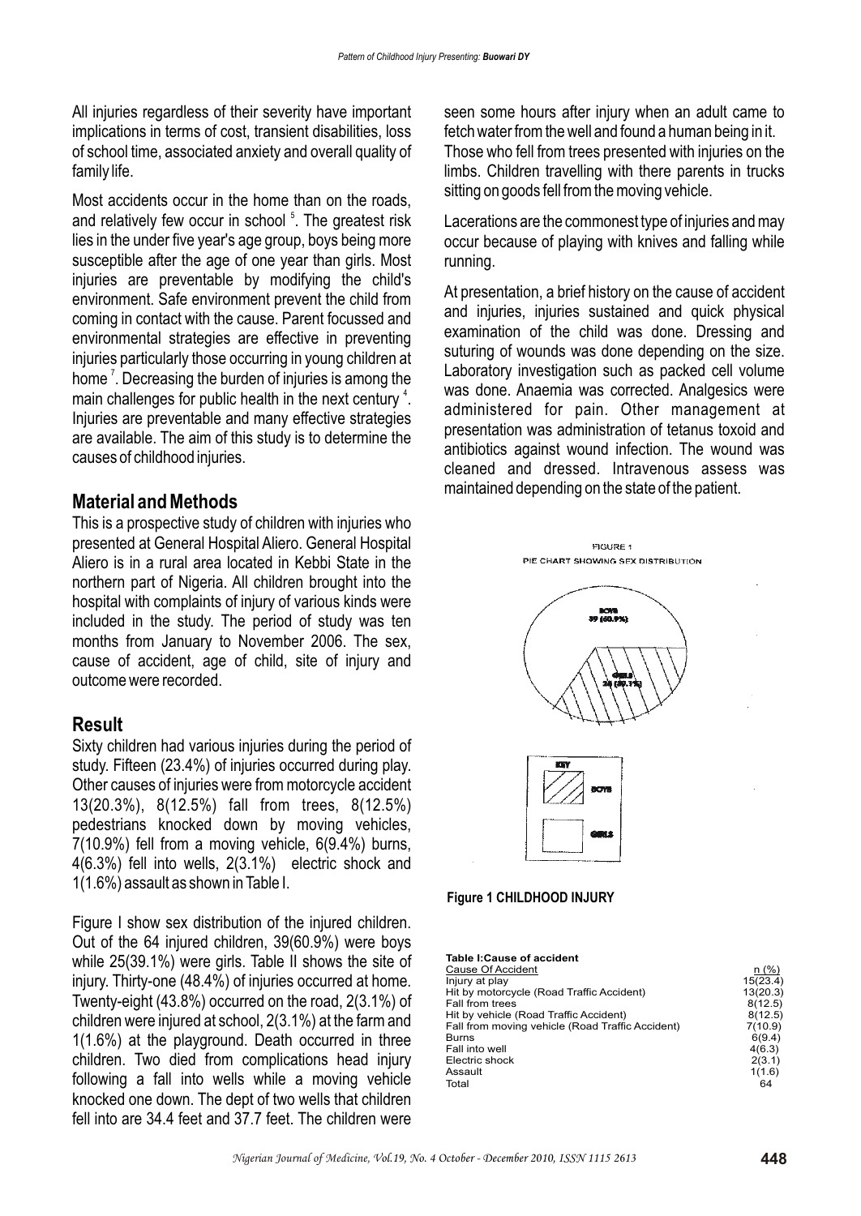All injuries regardless of their severity have important implications in terms of cost, transient disabilities, loss of school time, associated anxiety and overall quality of family life.

Most accidents occur in the home than on the roads, and relatively few occur in school [5]. The greatest risk lies in the under five year's age group, boys being more susceptible after the age of one year than girls. Most injuries are preventable by modifying the child's environment. Safe environment prevent the child from coming in contact with the cause. Parent focussed and environmental strategies are effective in preventing injuries particularly those occurring in young children at home [7]. Decreasing the burden of injuries is among the main challenges for public health in the next century [4]. Injuries are preventable and many effective strategies are available. The aim of this study is to determine the causes of childhood injuries.

## Material and Methods

This is a prospective study of children with injuries who presented at General Hospital Aliero. General Hospital Aliero is in a rural area located in Kebbi State in the northern part of Nigeria. All children brought into the hospital with complaints of injury of various kinds were included in the study. The period of study was ten months from January to November 2006. The sex, cause of accident, age of child, site of injury and outcome were recorded.

## Result

Sixty children had various injuries during the period of study. Fifteen (23.4%) of injuries occurred during play. Other causes of injuries were from motorcycle accident 13(20.3%), 8(12.5%) fall from trees, 8(12.5%) pedestrians knocked down by moving vehicles, 7(10.9%) fell from a moving vehicle, 6(9.4%) burns, 4(6.3%) fell into wells, 2(3.1%) electric shock and 1(1.6%) assault as shown in Table I.

Figure I show sex distribution of the injured children. Out of the 64 injured children, 39(60.9%) were boys while 25(39.1%) were girls. Table II shows the site of injury. Thirty-one (48.4%) of injuries occurred at home. Twenty-eight (43.8%) occurred on the road, 2(3.1%) of children were injured at school, 2(3.1%) at the farm and 1(1.6%) at the playground. Death occurred in three children. Two died from complications head injury following a fall into wells while a moving vehicle knocked one down. The dept of two wells that children fell into are 34.4 feet and 37.7 feet. The children were seen some hours after injury when an adult came to fetch water from the well and found a human being in it. Those who fell from trees presented with injuries on the limbs. Children travelling with there parents in trucks sitting on goods fell from the moving vehicle.

Lacerations are the commonest type of injuries and may occur because of playing with knives and falling while running.

At presentation, a brief history on the cause of accident and injuries, injuries sustained and quick physical examination of the child was done. Dressing and suturing of wounds was done depending on the size. Laboratory investigation such as packed cell volume was done. Anaemia was corrected. Analgesics were administered for pain. Other management at presentation was administration of tetanus toxoid and antibiotics against wound infection. The wound was cleaned and dressed. Intravenous assess was maintained depending on the state of the patient.

**Figure 1 CHILDHOOD INJURY**

**Table I:Cause of accident**

| Cause Of Accident | n (%) |
|---|---|
| Injury at play | 15(23.4) |
| Hit by motorcycle (Road Traffic Accident) | 13(20.3) |
| Fall from trees | 8(12.5) |
| Hit by vehicle (Road Traffic Accident) | 8(12.5) |
| Fall from moving vehicle (Road Traffic Accident) | 7(10.9) |
| Burns | 6(9.4) |
| Fall into well | 4(6.3) |
| Electric shock | 2(3.1) |
| Assault | 1(1.6) |
| Total | 64 |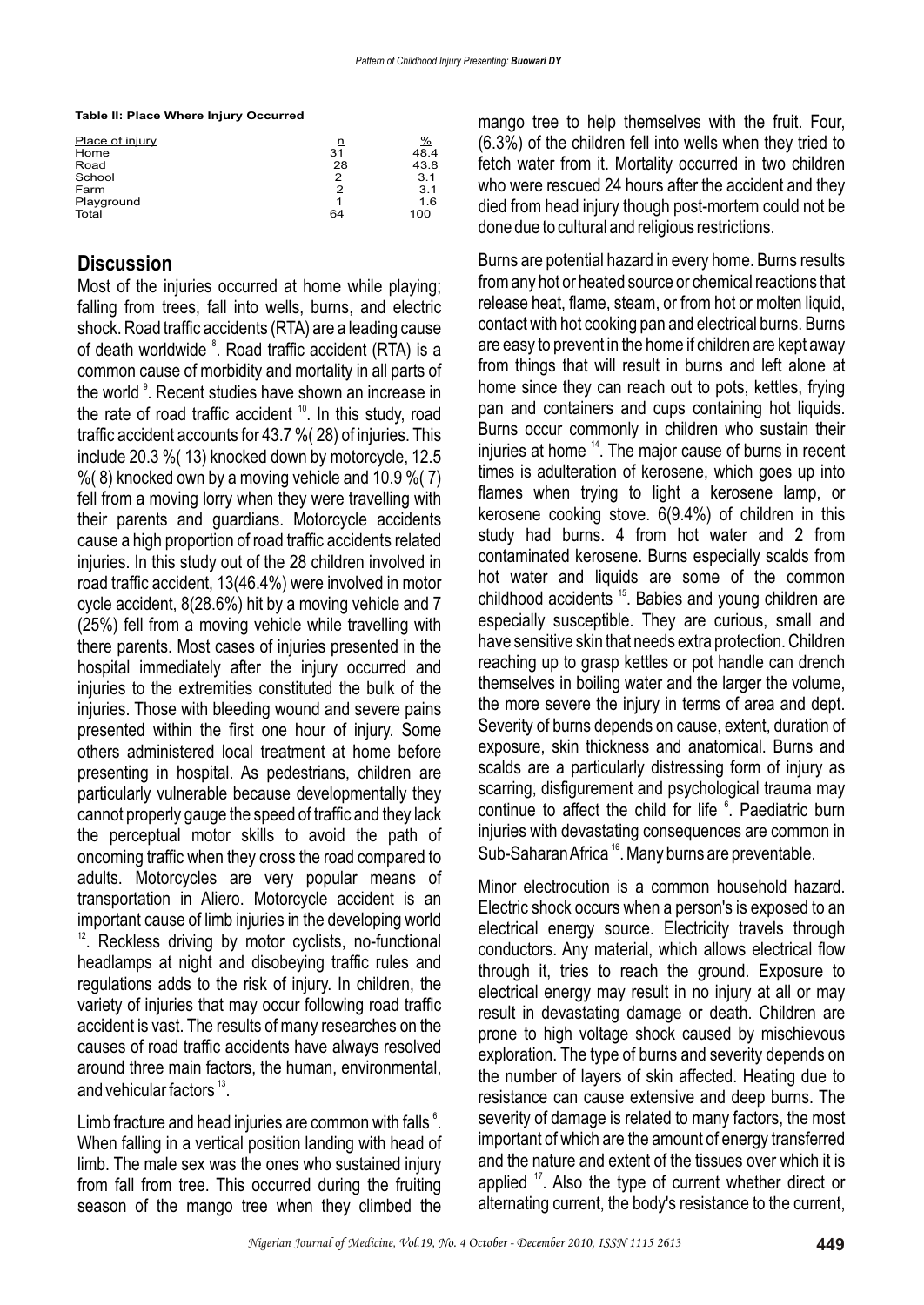**Table II: Place Where Injury Occurred**

| Place of injury | n | % |
|---|---|---|
| Home | 31 | 48.4 |
| Road | 28 | 43.8 |
| School | 2 | 3.1 |
| Farm | 2 | 3.1 |
| Playground | 1 | 1.6 |
| Total | 64 | 100 |

## Discussion

Most of the injuries occurred at home while playing; falling from trees, fall into wells, burns, and electric shock. Road traffic accidents (RTA) are a leading cause of death worldwide [8]. Road traffic accident (RTA) is a common cause of morbidity and mortality in all parts of the world [9]. Recent studies have shown an increase in the rate of road traffic accident [10]. In this study, road traffic accident accounts for 43.7 %( 28) of injuries. This include 20.3 %( 13) knocked down by motorcycle, 12.5 %( 8) knocked own by a moving vehicle and 10.9 %( 7) fell from a moving lorry when they were travelling with their parents and guardians. Motorcycle accidents cause a high proportion of road traffic accidents related injuries. In this study out of the 28 children involved in road traffic accident, 13(46.4%) were involved in motor cycle accident, 8(28.6%) hit by a moving vehicle and 7 (25%) fell from a moving vehicle while travelling with there parents. Most cases of injuries presented in the hospital immediately after the injury occurred and injuries to the extremities constituted the bulk of the injuries. Those with bleeding wound and severe pains presented within the first one hour of injury. Some others administered local treatment at home before presenting in hospital. As pedestrians, children are particularly vulnerable because developmentally they cannot properly gauge the speed of traffic and they lack the perceptual motor skills to avoid the path of oncoming traffic when they cross the road compared to adults. Motorcycles are very popular means of transportation in Aliero. Motorcycle accident is an important cause of limb injuries in the developing world [12]. Reckless driving by motor cyclists, no-functional headlamps at night and disobeying traffic rules and regulations adds to the risk of injury. In children, the variety of injuries that may occur following road traffic accident is vast. The results of many researches on the causes of road traffic accidents have always resolved around three main factors, the human, environmental, and vehicular factors [13].

Limb fracture and head injuries are common with falls [6]. When falling in a vertical position landing with head of limb. The male sex was the ones who sustained injury from fall from tree. This occurred during the fruiting season of the mango tree when they climbed the mango tree to help themselves with the fruit. Four, (6.3%) of the children fell into wells when they tried to fetch water from it. Mortality occurred in two children who were rescued 24 hours after the accident and they died from head injury though post-mortem could not be done due to cultural and religious restrictions.

Burns are potential hazard in every home. Burns results from any hot or heated source or chemical reactions that release heat, flame, steam, or from hot or molten liquid, contact with hot cooking pan and electrical burns. Burns are easy to prevent in the home if children are kept away from things that will result in burns and left alone at home since they can reach out to pots, kettles, frying pan and containers and cups containing hot liquids. Burns occur commonly in children who sustain their injuries at home [14]. The major cause of burns in recent times is adulteration of kerosene, which goes up into flames when trying to light a kerosene lamp, or kerosene cooking stove. 6(9.4%) of children in this study had burns. 4 from hot water and 2 from contaminated kerosene. Burns especially scalds from hot water and liquids are some of the common childhood accidents [15]. Babies and young children are especially susceptible. They are curious, small and have sensitive skin that needs extra protection. Children reaching up to grasp kettles or pot handle can drench themselves in boiling water and the larger the volume, the more severe the injury in terms of area and dept. Severity of burns depends on cause, extent, duration of exposure, skin thickness and anatomical. Burns and scalds are a particularly distressing form of injury as scarring, disfigurement and psychological trauma may continue to affect the child for life [6]. Paediatric burn injuries with devastating consequences are common in Sub-Saharan Africa [16]. Many burns are preventable.

Minor electrocution is a common household hazard. Electric shock occurs when a person's is exposed to an electrical energy source. Electricity travels through conductors. Any material, which allows electrical flow through it, tries to reach the ground. Exposure to electrical energy may result in no injury at all or may result in devastating damage or death. Children are prone to high voltage shock caused by mischievous exploration. The type of burns and severity depends on the number of layers of skin affected. Heating due to resistance can cause extensive and deep burns. The severity of damage is related to many factors, the most important of which are the amount of energy transferred and the nature and extent of the tissues over which it is applied [17]. Also the type of current whether direct or alternating current, the body's resistance to the current,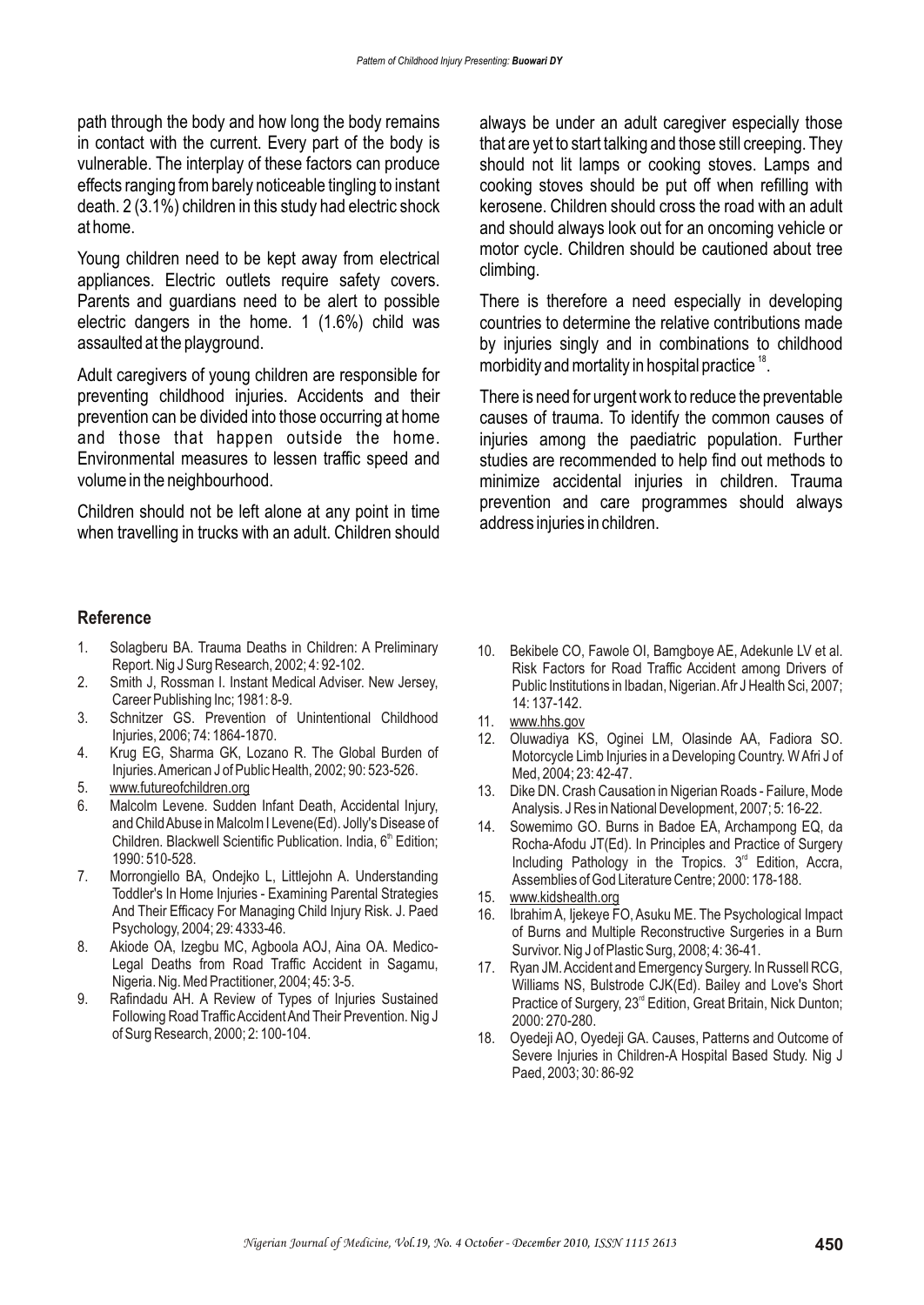path through the body and how long the body remains in contact with the current. Every part of the body is vulnerable. The interplay of these factors can produce effects ranging from barely noticeable tingling to instant death. 2 (3.1%) children in this study had electric shock at home.

Young children need to be kept away from electrical appliances. Electric outlets require safety covers. Parents and guardians need to be alert to possible electric dangers in the home. 1 (1.6%) child was assaulted at the playground.

Adult caregivers of young children are responsible for preventing childhood injuries. Accidents and their prevention can be divided into those occurring at home and those that happen outside the home. Environmental measures to lessen traffic speed and volume in the neighbourhood.

Children should not be left alone at any point in time when travelling in trucks with an adult. Children should always be under an adult caregiver especially those that are yet to start talking and those still creeping. They should not lit lamps or cooking stoves. Lamps and cooking stoves should be put off when refilling with kerosene. Children should cross the road with an adult and should always look out for an oncoming vehicle or motor cycle. Children should be cautioned about tree climbing.

There is therefore a need especially in developing countries to determine the relative contributions made by injuries singly and in combinations to childhood morbidity and mortality in hospital practice [18].

There is need for urgent work to reduce the preventable causes of trauma. To identify the common causes of injuries among the paediatric population. Further studies are recommended to help find out methods to minimize accidental injuries in children. Trauma prevention and care programmes should always address injuries in children.

## Reference

1. Solagberu BA. Trauma Deaths in Children: A Preliminary Report. Nig J Surg Research, 2002; 4: 92-102.
2. Smith J, Rossman I. Instant Medical Adviser. New Jersey, Career Publishing Inc; 1981: 8-9.
3. Schnitzer GS. Prevention of Unintentional Childhood Injuries, 2006; 74: 1864-1870.
4. Krug EG, Sharma GK, Lozano R. The Global Burden of Injuries. American J of Public Health, 2002; 90: 523-526.
5. www.futureofchildren.org
6. Malcolm Levene. Sudden Infant Death, Accidental Injury, and Child Abuse in Malcolm I Levene(Ed). Jolly's Disease of Children. Blackwell Scientific Publication. India, 6th Edition; 1990: 510-528.
7. Morrongiello BA, Ondejko L, Littlejohn A. Understanding Toddler's In Home Injuries - Examining Parental Strategies And Their Efficacy For Managing Child Injury Risk. J. Paed Psychology, 2004; 29: 4333-46.
8. Akiode OA, Izegbu MC, Agboola AOJ, Aina OA. Medico-Legal Deaths from Road Traffic Accident in Sagamu, Nigeria. Nig. Med Practitioner, 2004; 45: 3-5.
9. Rafindadu AH. A Review of Types of Injuries Sustained Following Road Traffic Accident And Their Prevention. Nig J of Surg Research, 2000; 2: 100-104.
10. Bekibele CO, Fawole OI, Bamgboye AE, Adekunle LV et al. Risk Factors for Road Traffic Accident among Drivers of Public Institutions in Ibadan, Nigerian. Afr J Health Sci, 2007; 14: 137-142.
11. www.hhs.gov
12. Oluwadiya KS, Oginei LM, Olasinde AA, Fadiora SO. Motorcycle Limb Injuries in a Developing Country. W Afri J of Med, 2004; 23: 42-47.
13. Dike DN. Crash Causation in Nigerian Roads - Failure, Mode Analysis. J Res in National Development, 2007; 5: 16-22.
14. Sowemimo GO. Burns in Badoe EA, Archampong EQ, da Rocha-Afodu JT(Ed). In Principles and Practice of Surgery Including Pathology in the Tropics. 3rd Edition, Accra, Assemblies of God Literature Centre; 2000: 178-188.
15. www.kidshealth.org
16. Ibrahim A, Ijekeye FO, Asuku ME. The Psychological Impact of Burns and Multiple Reconstructive Surgeries in a Burn Survivor. Nig J of Plastic Surg, 2008; 4: 36-41.
17. Ryan JM. Accident and Emergency Surgery. In Russell RCG, Williams NS, Bulstrode CJK(Ed). Bailey and Love's Short Practice of Surgery, 23rd Edition, Great Britain, Nick Dunton; 2000: 270-280.
18. Oyedeji AO, Oyedeji GA. Causes, Patterns and Outcome of Severe Injuries in Children-A Hospital Based Study. Nig J Paed, 2003; 30: 86-92